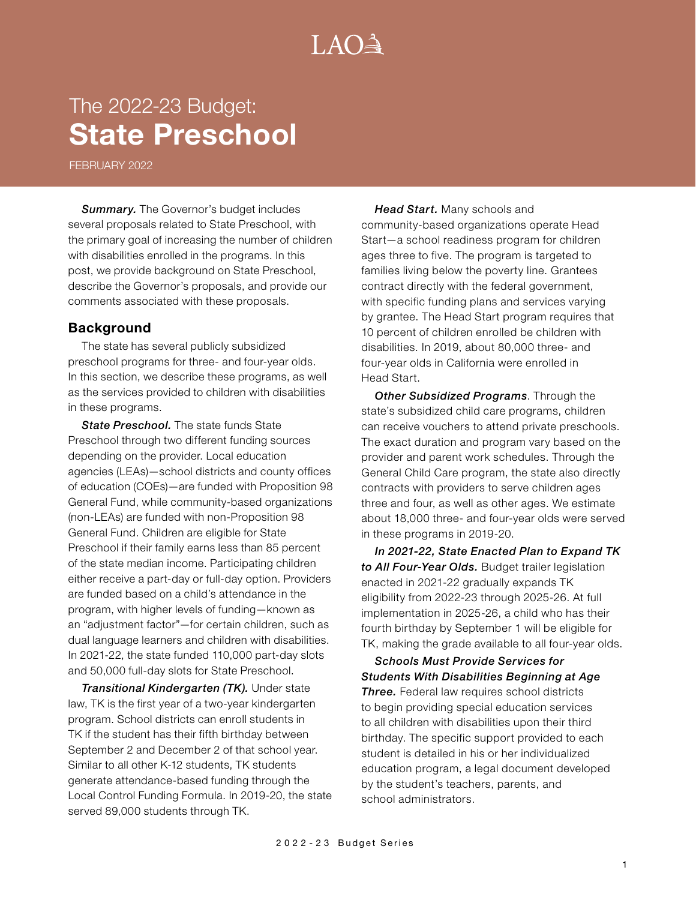# The 2022-23 Budget: **State Preschool**

FEBRUARY 2022

***Summary.*** The Governor's budget includes several proposals related to State Preschool, with the primary goal of increasing the number of children with disabilities enrolled in the programs. In this post, we provide background on State Preschool, describe the Governor's proposals, and provide our comments associated with these proposals.

## Background

The state has several publicly subsidized preschool programs for three- and four-year olds. In this section, we describe these programs, as well as the services provided to children with disabilities in these programs.

***State Preschool.*** The state funds State Preschool through two different funding sources depending on the provider. Local education agencies (LEAs)—school districts and county offices of education (COEs)—are funded with Proposition 98 General Fund, while community-based organizations (non-LEAs) are funded with non-Proposition 98 General Fund. Children are eligible for State Preschool if their family earns less than 85 percent of the state median income. Participating children either receive a part-day or full-day option. Providers are funded based on a child's attendance in the program, with higher levels of funding—known as an "adjustment factor"—for certain children, such as dual language learners and children with disabilities. In 2021-22, the state funded 110,000 part-day slots and 50,000 full-day slots for State Preschool.

***Transitional Kindergarten (TK).*** Under state law, TK is the first year of a two-year kindergarten program. School districts can enroll students in TK if the student has their fifth birthday between September 2 and December 2 of that school year. Similar to all other K-12 students, TK students generate attendance-based funding through the Local Control Funding Formula. In 2019-20, the state served 89,000 students through TK.

***Head Start.*** Many schools and community-based organizations operate Head Start—a school readiness program for children ages three to five. The program is targeted to families living below the poverty line. Grantees contract directly with the federal government, with specific funding plans and services varying by grantee. The Head Start program requires that 10 percent of children enrolled be children with disabilities. In 2019, about 80,000 three- and four-year olds in California were enrolled in Head Start.

***Other Subsidized Programs***. Through the state's subsidized child care programs, children can receive vouchers to attend private preschools. The exact duration and program vary based on the provider and parent work schedules. Through the General Child Care program, the state also directly contracts with providers to serve children ages three and four, as well as other ages. We estimate about 18,000 three- and four-year olds were served in these programs in 2019-20.

***In 2021-22, State Enacted Plan to Expand TK to All Four-Year Olds.*** Budget trailer legislation enacted in 2021-22 gradually expands TK eligibility from 2022-23 through 2025-26. At full implementation in 2025-26, a child who has their fourth birthday by September 1 will be eligible for TK, making the grade available to all four-year olds.

***Schools Must Provide Services for Students With Disabilities Beginning at Age Three.*** Federal law requires school districts to begin providing special education services to all children with disabilities upon their third birthday. The specific support provided to each student is detailed in his or her individualized education program, a legal document developed by the student's teachers, parents, and school administrators.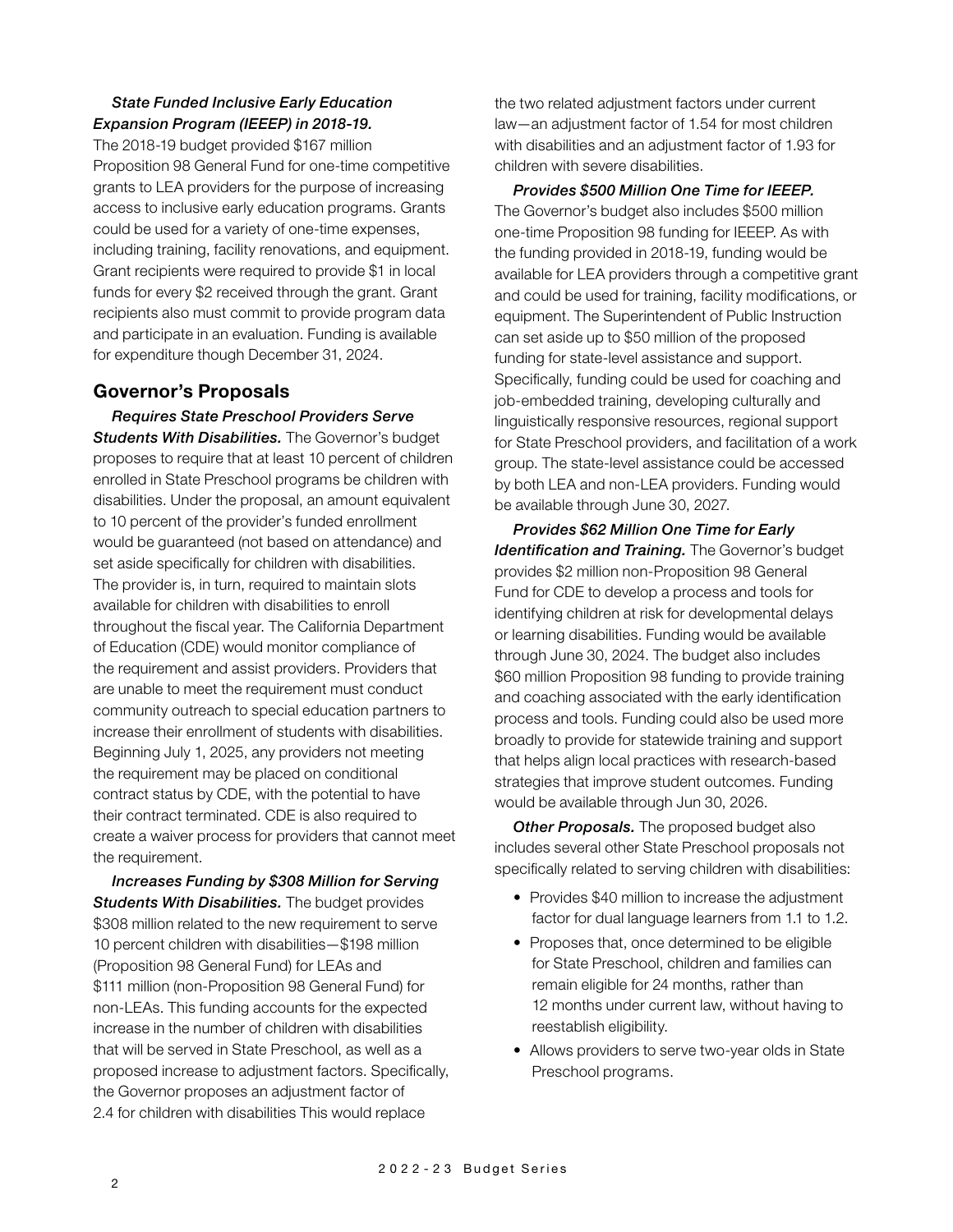***State Funded Inclusive Early Education Expansion Program (IEEEP) in 2018-19.*** The 2018-19 budget provided $167 million Proposition 98 General Fund for one-time competitive grants to LEA providers for the purpose of increasing access to inclusive early education programs. Grants could be used for a variety of one-time expenses, including training, facility renovations, and equipment. Grant recipients were required to provide $1 in local funds for every $2 received through the grant. Grant recipients also must commit to provide program data and participate in an evaluation. Funding is available for expenditure though December 31, 2024.

## Governor's Proposals

***Requires State Preschool Providers Serve Students With Disabilities.*** The Governor's budget proposes to require that at least 10 percent of children enrolled in State Preschool programs be children with disabilities. Under the proposal, an amount equivalent to 10 percent of the provider's funded enrollment would be guaranteed (not based on attendance) and set aside specifically for children with disabilities. The provider is, in turn, required to maintain slots available for children with disabilities to enroll throughout the fiscal year. The California Department of Education (CDE) would monitor compliance of the requirement and assist providers. Providers that are unable to meet the requirement must conduct community outreach to special education partners to increase their enrollment of students with disabilities. Beginning July 1, 2025, any providers not meeting the requirement may be placed on conditional contract status by CDE, with the potential to have their contract terminated. CDE is also required to create a waiver process for providers that cannot meet the requirement.

***Increases Funding by $308 Million for Serving Students With Disabilities.*** The budget provides $308 million related to the new requirement to serve 10 percent children with disabilities—$198 million (Proposition 98 General Fund) for LEAs and $111 million (non-Proposition 98 General Fund) for non-LEAs. This funding accounts for the expected increase in the number of children with disabilities that will be served in State Preschool, as well as a proposed increase to adjustment factors. Specifically, the Governor proposes an adjustment factor of 2.4 for children with disabilities This would replace the two related adjustment factors under current law—an adjustment factor of 1.54 for most children with disabilities and an adjustment factor of 1.93 for children with severe disabilities.

***Provides $500 Million One Time for IEEEP.*** The Governor's budget also includes $500 million one-time Proposition 98 funding for IEEEP. As with the funding provided in 2018-19, funding would be available for LEA providers through a competitive grant and could be used for training, facility modifications, or equipment. The Superintendent of Public Instruction can set aside up to $50 million of the proposed funding for state-level assistance and support. Specifically, funding could be used for coaching and job-embedded training, developing culturally and linguistically responsive resources, regional support for State Preschool providers, and facilitation of a work group. The state-level assistance could be accessed by both LEA and non-LEA providers. Funding would be available through June 30, 2027.

***Provides $62 Million One Time for Early Identification and Training.*** The Governor's budget provides $2 million non-Proposition 98 General Fund for CDE to develop a process and tools for identifying children at risk for developmental delays or learning disabilities. Funding would be available through June 30, 2024. The budget also includes $60 million Proposition 98 funding to provide training and coaching associated with the early identification process and tools. Funding could also be used more broadly to provide for statewide training and support that helps align local practices with research-based strategies that improve student outcomes. Funding would be available through Jun 30, 2026.

***Other Proposals.*** The proposed budget also includes several other State Preschool proposals not specifically related to serving children with disabilities:

- Provides $40 million to increase the adjustment factor for dual language learners from 1.1 to 1.2.
- Proposes that, once determined to be eligible for State Preschool, children and families can remain eligible for 24 months, rather than 12 months under current law, without having to reestablish eligibility.
- Allows providers to serve two-year olds in State Preschool programs.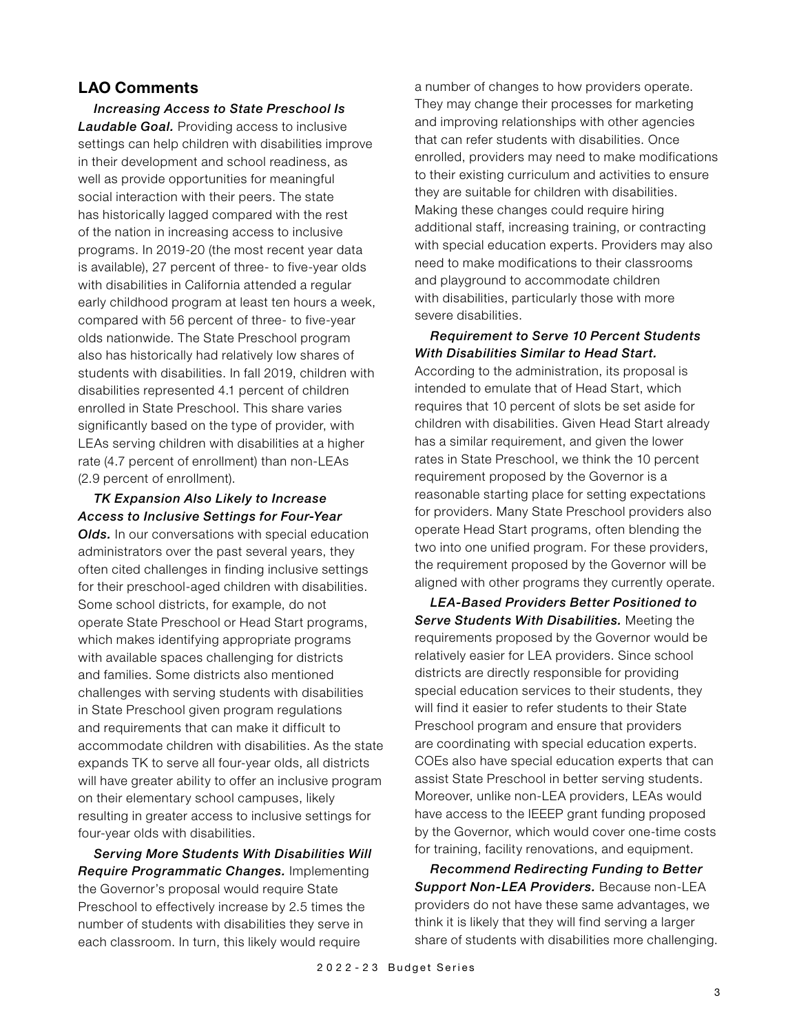## LAO Comments

***Increasing Access to State Preschool Is Laudable Goal.*** Providing access to inclusive settings can help children with disabilities improve in their development and school readiness, as well as provide opportunities for meaningful social interaction with their peers. The state has historically lagged compared with the rest of the nation in increasing access to inclusive programs. In 2019-20 (the most recent year data is available), 27 percent of three- to five-year olds with disabilities in California attended a regular early childhood program at least ten hours a week, compared with 56 percent of three- to five-year olds nationwide. The State Preschool program also has historically had relatively low shares of students with disabilities. In fall 2019, children with disabilities represented 4.1 percent of children enrolled in State Preschool. This share varies significantly based on the type of provider, with LEAs serving children with disabilities at a higher rate (4.7 percent of enrollment) than non-LEAs (2.9 percent of enrollment).

***TK Expansion Also Likely to Increase Access to Inclusive Settings for Four-Year Olds.*** In our conversations with special education administrators over the past several years, they often cited challenges in finding inclusive settings for their preschool-aged children with disabilities. Some school districts, for example, do not operate State Preschool or Head Start programs, which makes identifying appropriate programs with available spaces challenging for districts and families. Some districts also mentioned challenges with serving students with disabilities in State Preschool given program regulations and requirements that can make it difficult to accommodate children with disabilities. As the state expands TK to serve all four-year olds, all districts will have greater ability to offer an inclusive program on their elementary school campuses, likely resulting in greater access to inclusive settings for four-year olds with disabilities.

***Serving More Students With Disabilities Will Require Programmatic Changes.*** Implementing the Governor's proposal would require State Preschool to effectively increase by 2.5 times the number of students with disabilities they serve in each classroom. In turn, this likely would require a number of changes to how providers operate. They may change their processes for marketing and improving relationships with other agencies that can refer students with disabilities. Once enrolled, providers may need to make modifications to their existing curriculum and activities to ensure they are suitable for children with disabilities. Making these changes could require hiring additional staff, increasing training, or contracting with special education experts. Providers may also need to make modifications to their classrooms and playground to accommodate children with disabilities, particularly those with more severe disabilities.

***Requirement to Serve 10 Percent Students With Disabilities Similar to Head Start.*** According to the administration, its proposal is intended to emulate that of Head Start, which requires that 10 percent of slots be set aside for children with disabilities. Given Head Start already has a similar requirement, and given the lower rates in State Preschool, we think the 10 percent requirement proposed by the Governor is a reasonable starting place for setting expectations for providers. Many State Preschool providers also operate Head Start programs, often blending the two into one unified program. For these providers, the requirement proposed by the Governor will be aligned with other programs they currently operate.

***LEA-Based Providers Better Positioned to Serve Students With Disabilities.*** Meeting the requirements proposed by the Governor would be relatively easier for LEA providers. Since school districts are directly responsible for providing special education services to their students, they will find it easier to refer students to their State Preschool program and ensure that providers are coordinating with special education experts. COEs also have special education experts that can assist State Preschool in better serving students. Moreover, unlike non-LEA providers, LEAs would have access to the IEEEP grant funding proposed by the Governor, which would cover one-time costs for training, facility renovations, and equipment.

***Recommend Redirecting Funding to Better Support Non-LEA Providers.*** Because non-LEA providers do not have these same advantages, we think it is likely that they will find serving a larger share of students with disabilities more challenging.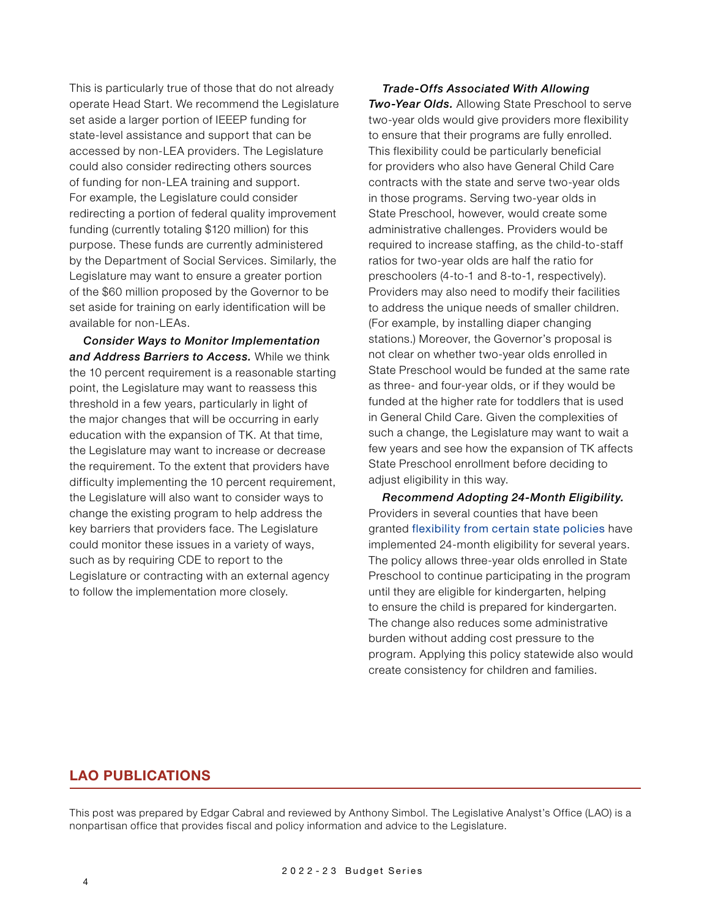This is particularly true of those that do not already operate Head Start. We recommend the Legislature set aside a larger portion of IEEEP funding for state-level assistance and support that can be accessed by non-LEA providers. The Legislature could also consider redirecting others sources of funding for non-LEA training and support. For example, the Legislature could consider redirecting a portion of federal quality improvement funding (currently totaling $120 million) for this purpose. These funds are currently administered by the Department of Social Services. Similarly, the Legislature may want to ensure a greater portion of the $60 million proposed by the Governor to be set aside for training on early identification will be available for non-LEAs.

***Consider Ways to Monitor Implementation and Address Barriers to Access.*** While we think the 10 percent requirement is a reasonable starting point, the Legislature may want to reassess this threshold in a few years, particularly in light of the major changes that will be occurring in early education with the expansion of TK. At that time, the Legislature may want to increase or decrease the requirement. To the extent that providers have difficulty implementing the 10 percent requirement, the Legislature will also want to consider ways to change the existing program to help address the key barriers that providers face. The Legislature could monitor these issues in a variety of ways, such as by requiring CDE to report to the Legislature or contracting with an external agency to follow the implementation more closely.

***Trade-Offs Associated With Allowing Two-Year Olds.*** Allowing State Preschool to serve two-year olds would give providers more flexibility to ensure that their programs are fully enrolled. This flexibility could be particularly beneficial for providers who also have General Child Care contracts with the state and serve two-year olds in those programs. Serving two-year olds in State Preschool, however, would create some administrative challenges. Providers would be required to increase staffing, as the child-to-staff ratios for two-year olds are half the ratio for preschoolers (4-to-1 and 8-to-1, respectively). Providers may also need to modify their facilities to address the unique needs of smaller children. (For example, by installing diaper changing stations.) Moreover, the Governor's proposal is not clear on whether two-year olds enrolled in State Preschool would be funded at the same rate as three- and four-year olds, or if they would be funded at the higher rate for toddlers that is used in General Child Care. Given the complexities of such a change, the Legislature may want to wait a few years and see how the expansion of TK affects State Preschool enrollment before deciding to adjust eligibility in this way.

***Recommend Adopting 24-Month Eligibility.*** Providers in several counties that have been granted flexibility from certain state policies have implemented 24-month eligibility for several years. The policy allows three-year olds enrolled in State Preschool to continue participating in the program until they are eligible for kindergarten, helping to ensure the child is prepared for kindergarten. The change also reduces some administrative burden without adding cost pressure to the program. Applying this policy statewide also would create consistency for children and families.

## LAO PUBLICATIONS

This post was prepared by Edgar Cabral and reviewed by Anthony Simbol. The Legislative Analyst's Office (LAO) is a nonpartisan office that provides fiscal and policy information and advice to the Legislature.